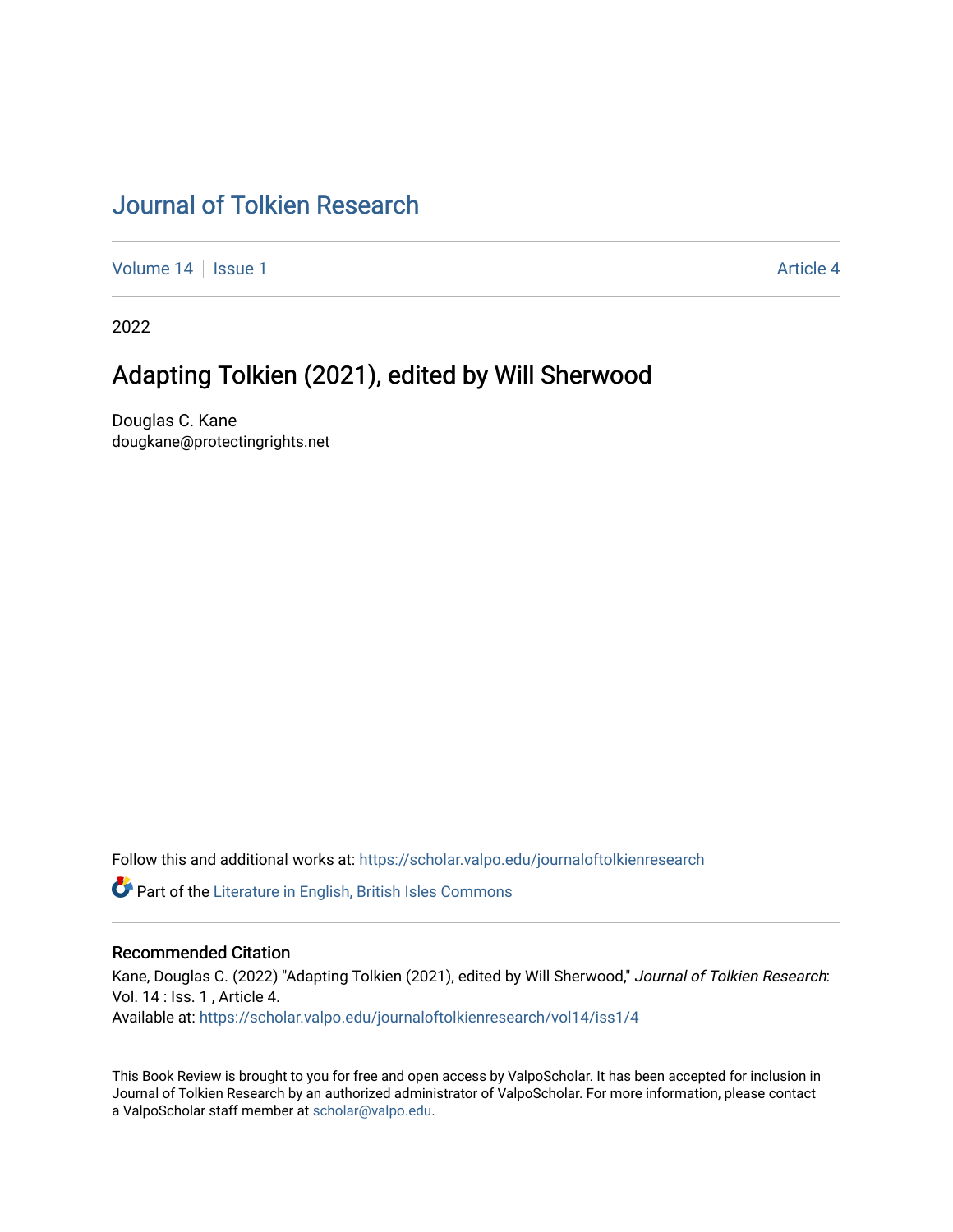# Journal of Tolkien Research

Volume 14 | Issue 1 | Article 4

2022

## Adapting Tolkien (2021), edited by Will Sherwood

Douglas C. Kane
dougkane@protectingrights.net

Follow this and additional works at: https://scholar.valpo.edu/journaloftolkienresearch

Part of the Literature in English, British Isles Commons

### Recommended Citation

Kane, Douglas C. (2022) "Adapting Tolkien (2021), edited by Will Sherwood," *Journal of Tolkien Research*: Vol. 14 : Iss. 1 , Article 4.
Available at: https://scholar.valpo.edu/journaloftolkienresearch/vol14/iss1/4

This Book Review is brought to you for free and open access by ValpoScholar. It has been accepted for inclusion in Journal of Tolkien Research by an authorized administrator of ValpoScholar. For more information, please contact a ValpoScholar staff member at scholar@valpo.edu.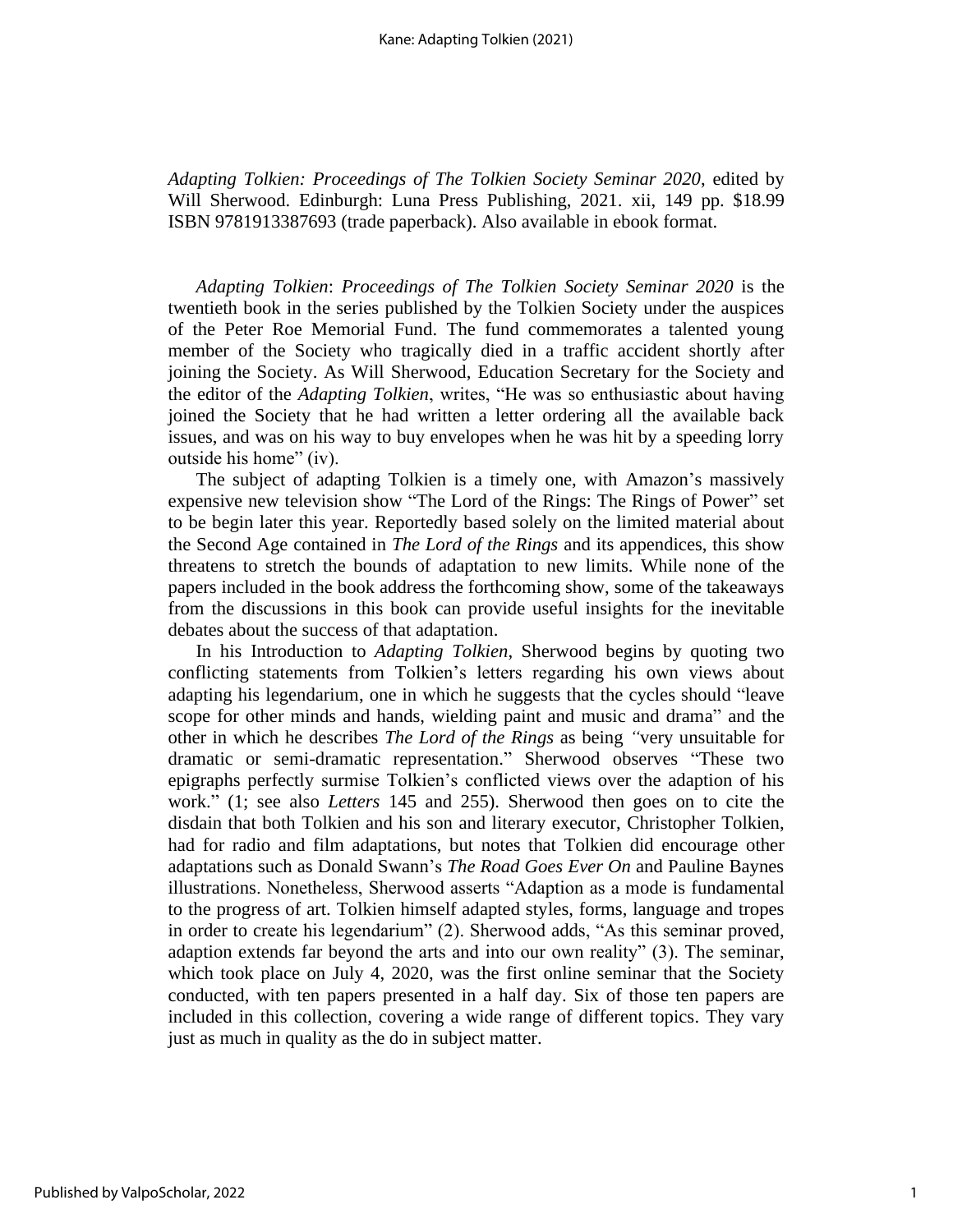*Adapting Tolkien: Proceedings of The Tolkien Society Seminar 2020*, edited by Will Sherwood. Edinburgh: Luna Press Publishing, 2021. xii, 149 pp. $18.99 ISBN 9781913387693 (trade paperback). Also available in ebook format.

*Adapting Tolkien*: *Proceedings of The Tolkien Society Seminar 2020* is the twentieth book in the series published by the Tolkien Society under the auspices of the Peter Roe Memorial Fund. The fund commemorates a talented young member of the Society who tragically died in a traffic accident shortly after joining the Society. As Will Sherwood, Education Secretary for the Society and the editor of the *Adapting Tolkien*, writes, "He was so enthusiastic about having joined the Society that he had written a letter ordering all the available back issues, and was on his way to buy envelopes when he was hit by a speeding lorry outside his home" (iv).

The subject of adapting Tolkien is a timely one, with Amazon's massively expensive new television show "The Lord of the Rings: The Rings of Power" set to be begin later this year. Reportedly based solely on the limited material about the Second Age contained in *The Lord of the Rings* and its appendices, this show threatens to stretch the bounds of adaptation to new limits. While none of the papers included in the book address the forthcoming show, some of the takeaways from the discussions in this book can provide useful insights for the inevitable debates about the success of that adaptation.

In his Introduction to *Adapting Tolkien*, Sherwood begins by quoting two conflicting statements from Tolkien's letters regarding his own views about adapting his legendarium, one in which he suggests that the cycles should "leave scope for other minds and hands, wielding paint and music and drama" and the other in which he describes *The Lord of the Rings* as being "very unsuitable for dramatic or semi-dramatic representation." Sherwood observes "These two epigraphs perfectly surmise Tolkien's conflicted views over the adaption of his work." (1; see also *Letters* 145 and 255). Sherwood then goes on to cite the disdain that both Tolkien and his son and literary executor, Christopher Tolkien, had for radio and film adaptations, but notes that Tolkien did encourage other adaptations such as Donald Swann's *The Road Goes Ever On* and Pauline Baynes illustrations. Nonetheless, Sherwood asserts "Adaption as a mode is fundamental to the progress of art. Tolkien himself adapted styles, forms, language and tropes in order to create his legendarium" (2). Sherwood adds, "As this seminar proved, adaption extends far beyond the arts and into our own reality" (3). The seminar, which took place on July 4, 2020, was the first online seminar that the Society conducted, with ten papers presented in a half day. Six of those ten papers are included in this collection, covering a wide range of different topics. They vary just as much in quality as the do in subject matter.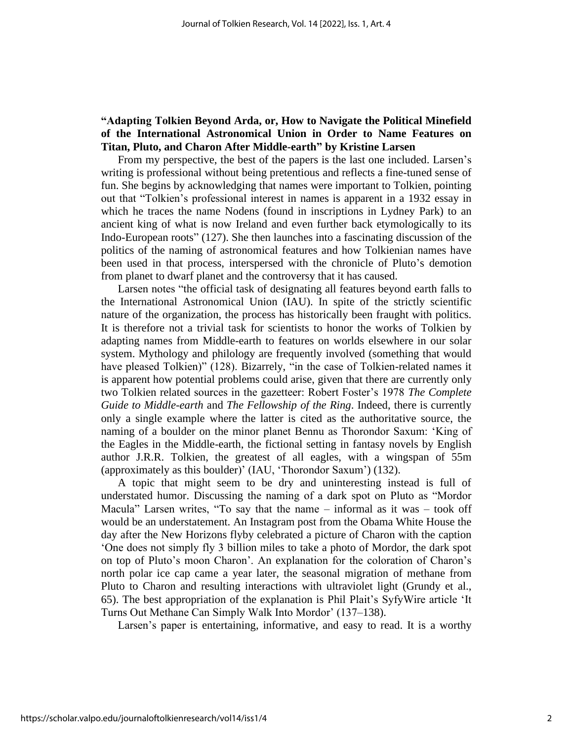**"Adapting Tolkien Beyond Arda, or, How to Navigate the Political Minefield of the International Astronomical Union in Order to Name Features on Titan, Pluto, and Charon After Middle-earth" by Kristine Larsen**

From my perspective, the best of the papers is the last one included. Larsen's writing is professional without being pretentious and reflects a fine-tuned sense of fun. She begins by acknowledging that names were important to Tolkien, pointing out that "Tolkien's professional interest in names is apparent in a 1932 essay in which he traces the name Nodens (found in inscriptions in Lydney Park) to an ancient king of what is now Ireland and even further back etymologically to its Indo-European roots" (127). She then launches into a fascinating discussion of the politics of the naming of astronomical features and how Tolkienian names have been used in that process, interspersed with the chronicle of Pluto's demotion from planet to dwarf planet and the controversy that it has caused.

Larsen notes "the official task of designating all features beyond earth falls to the International Astronomical Union (IAU). In spite of the strictly scientific nature of the organization, the process has historically been fraught with politics. It is therefore not a trivial task for scientists to honor the works of Tolkien by adapting names from Middle-earth to features on worlds elsewhere in our solar system. Mythology and philology are frequently involved (something that would have pleased Tolkien)" (128). Bizarrely, "in the case of Tolkien-related names it is apparent how potential problems could arise, given that there are currently only two Tolkien related sources in the gazetteer: Robert Foster's 1978 *The Complete Guide to Middle-earth* and *The Fellowship of the Ring*. Indeed, there is currently only a single example where the latter is cited as the authoritative source, the naming of a boulder on the minor planet Bennu as Thorondor Saxum: 'King of the Eagles in the Middle-earth, the fictional setting in fantasy novels by English author J.R.R. Tolkien, the greatest of all eagles, with a wingspan of 55m (approximately as this boulder)' (IAU, 'Thorondor Saxum') (132).

A topic that might seem to be dry and uninteresting instead is full of understated humor. Discussing the naming of a dark spot on Pluto as "Mordor Macula" Larsen writes, "To say that the name – informal as it was – took off would be an understatement. An Instagram post from the Obama White House the day after the New Horizons flyby celebrated a picture of Charon with the caption 'One does not simply fly 3 billion miles to take a photo of Mordor, the dark spot on top of Pluto's moon Charon'. An explanation for the coloration of Charon's north polar ice cap came a year later, the seasonal migration of methane from Pluto to Charon and resulting interactions with ultraviolet light (Grundy et al., 65). The best appropriation of the explanation is Phil Plait's SyfyWire article 'It Turns Out Methane Can Simply Walk Into Mordor' (137–138).

Larsen's paper is entertaining, informative, and easy to read. It is a worthy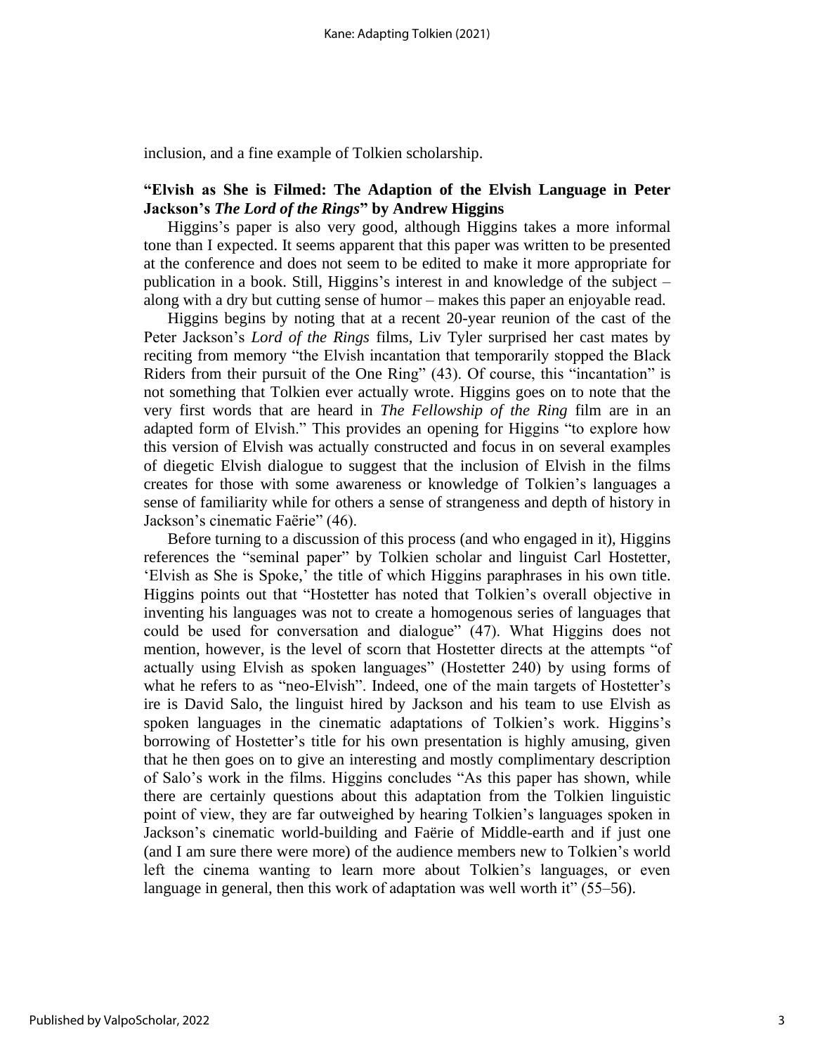inclusion, and a fine example of Tolkien scholarship.

### "Elvish as She is Filmed: The Adaption of the Elvish Language in Peter Jackson's *The Lord of the Rings*" by Andrew Higgins

Higgins's paper is also very good, although Higgins takes a more informal tone than I expected. It seems apparent that this paper was written to be presented at the conference and does not seem to be edited to make it more appropriate for publication in a book. Still, Higgins's interest in and knowledge of the subject – along with a dry but cutting sense of humor – makes this paper an enjoyable read.

Higgins begins by noting that at a recent 20-year reunion of the cast of the Peter Jackson's *Lord of the Rings* films, Liv Tyler surprised her cast mates by reciting from memory "the Elvish incantation that temporarily stopped the Black Riders from their pursuit of the One Ring" (43). Of course, this "incantation" is not something that Tolkien ever actually wrote. Higgins goes on to note that the very first words that are heard in *The Fellowship of the Ring* film are in an adapted form of Elvish." This provides an opening for Higgins "to explore how this version of Elvish was actually constructed and focus in on several examples of diegetic Elvish dialogue to suggest that the inclusion of Elvish in the films creates for those with some awareness or knowledge of Tolkien's languages a sense of familiarity while for others a sense of strangeness and depth of history in Jackson's cinematic Faërie" (46).

Before turning to a discussion of this process (and who engaged in it), Higgins references the "seminal paper" by Tolkien scholar and linguist Carl Hostetter, 'Elvish as She is Spoke,' the title of which Higgins paraphrases in his own title. Higgins points out that "Hostetter has noted that Tolkien's overall objective in inventing his languages was not to create a homogenous series of languages that could be used for conversation and dialogue" (47). What Higgins does not mention, however, is the level of scorn that Hostetter directs at the attempts "of actually using Elvish as spoken languages" (Hostetter 240) by using forms of what he refers to as "neo-Elvish". Indeed, one of the main targets of Hostetter's ire is David Salo, the linguist hired by Jackson and his team to use Elvish as spoken languages in the cinematic adaptations of Tolkien's work. Higgins's borrowing of Hostetter's title for his own presentation is highly amusing, given that he then goes on to give an interesting and mostly complimentary description of Salo's work in the films. Higgins concludes "As this paper has shown, while there are certainly questions about this adaptation from the Tolkien linguistic point of view, they are far outweighed by hearing Tolkien's languages spoken in Jackson's cinematic world-building and Faërie of Middle-earth and if just one (and I am sure there were more) of the audience members new to Tolkien's world left the cinema wanting to learn more about Tolkien's languages, or even language in general, then this work of adaptation was well worth it" (55–56).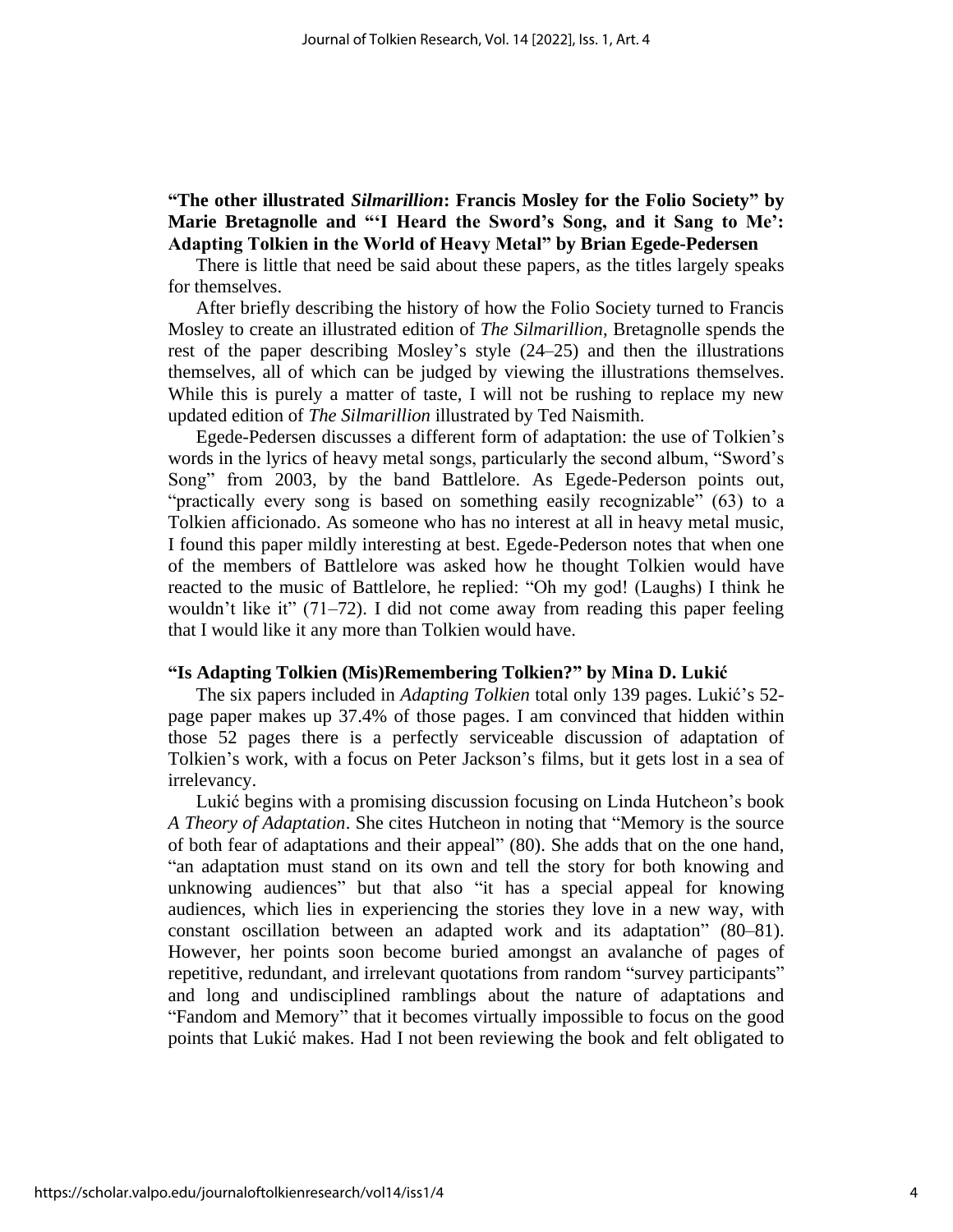**"The other illustrated *Silmarillion*: Francis Mosley for the Folio Society" by Marie Bretagnolle and "'I Heard the Sword's Song, and it Sang to Me': Adapting Tolkien in the World of Heavy Metal" by Brian Egede-Pedersen**

There is little that need be said about these papers, as the titles largely speaks for themselves.

After briefly describing the history of how the Folio Society turned to Francis Mosley to create an illustrated edition of *The Silmarillion*, Bretagnolle spends the rest of the paper describing Mosley's style (24–25) and then the illustrations themselves, all of which can be judged by viewing the illustrations themselves. While this is purely a matter of taste, I will not be rushing to replace my new updated edition of *The Silmarillion* illustrated by Ted Naismith.

Egede-Pedersen discusses a different form of adaptation: the use of Tolkien's words in the lyrics of heavy metal songs, particularly the second album, "Sword's Song" from 2003, by the band Battlelore. As Egede-Pederson points out, "practically every song is based on something easily recognizable" (63) to a Tolkien afficionado. As someone who has no interest at all in heavy metal music, I found this paper mildly interesting at best. Egede-Pederson notes that when one of the members of Battlelore was asked how he thought Tolkien would have reacted to the music of Battlelore, he replied: "Oh my god! (Laughs) I think he wouldn't like it" (71–72). I did not come away from reading this paper feeling that I would like it any more than Tolkien would have.

**"Is Adapting Tolkien (Mis)Remembering Tolkien?" by Mina D. Lukić**

The six papers included in *Adapting Tolkien* total only 139 pages. Lukić's 52-page paper makes up 37.4% of those pages. I am convinced that hidden within those 52 pages there is a perfectly serviceable discussion of adaptation of Tolkien's work, with a focus on Peter Jackson's films, but it gets lost in a sea of irrelevancy.

Lukić begins with a promising discussion focusing on Linda Hutcheon's book *A Theory of Adaptation*. She cites Hutcheon in noting that "Memory is the source of both fear of adaptations and their appeal" (80). She adds that on the one hand, "an adaptation must stand on its own and tell the story for both knowing and unknowing audiences" but that also "it has a special appeal for knowing audiences, which lies in experiencing the stories they love in a new way, with constant oscillation between an adapted work and its adaptation" (80–81). However, her points soon become buried amongst an avalanche of pages of repetitive, redundant, and irrelevant quotations from random "survey participants" and long and undisciplined ramblings about the nature of adaptations and "Fandom and Memory" that it becomes virtually impossible to focus on the good points that Lukić makes. Had I not been reviewing the book and felt obligated to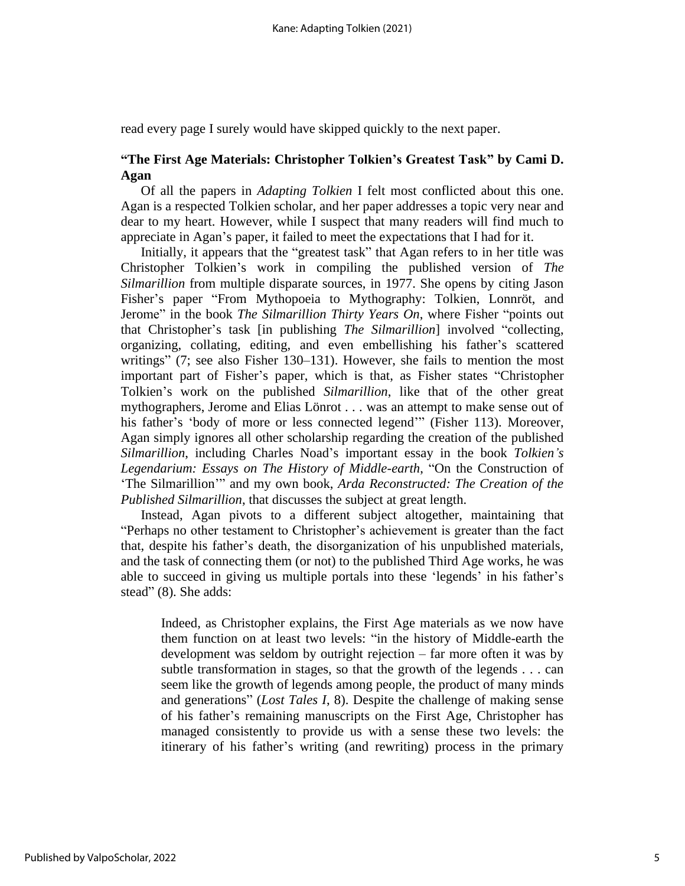read every page I surely would have skipped quickly to the next paper.

### "The First Age Materials: Christopher Tolkien's Greatest Task" by Cami D. Agan

Of all the papers in *Adapting Tolkien* I felt most conflicted about this one. Agan is a respected Tolkien scholar, and her paper addresses a topic very near and dear to my heart. However, while I suspect that many readers will find much to appreciate in Agan's paper, it failed to meet the expectations that I had for it.

Initially, it appears that the "greatest task" that Agan refers to in her title was Christopher Tolkien's work in compiling the published version of *The Silmarillion* from multiple disparate sources, in 1977. She opens by citing Jason Fisher's paper "From Mythopoeia to Mythography: Tolkien, Lonnröt, and Jerome" in the book *The Silmarillion Thirty Years On*, where Fisher "points out that Christopher's task [in publishing *The Silmarillion*] involved "collecting, organizing, collating, editing, and even embellishing his father's scattered writings" (7; see also Fisher 130–131). However, she fails to mention the most important part of Fisher's paper, which is that, as Fisher states "Christopher Tolkien's work on the published *Silmarillion*, like that of the other great mythographers, Jerome and Elias Lönrot . . . was an attempt to make sense out of his father's 'body of more or less connected legend'" (Fisher 113). Moreover, Agan simply ignores all other scholarship regarding the creation of the published *Silmarillion*, including Charles Noad's important essay in the book *Tolkien's Legendarium: Essays on The History of Middle-earth*, "On the Construction of 'The Silmarillion'" and my own book, *Arda Reconstructed: The Creation of the Published Silmarillion*, that discusses the subject at great length.

Instead, Agan pivots to a different subject altogether, maintaining that "Perhaps no other testament to Christopher's achievement is greater than the fact that, despite his father's death, the disorganization of his unpublished materials, and the task of connecting them (or not) to the published Third Age works, he was able to succeed in giving us multiple portals into these 'legends' in his father's stead" (8). She adds:

> Indeed, as Christopher explains, the First Age materials as we now have them function on at least two levels: "in the history of Middle-earth the development was seldom by outright rejection – far more often it was by subtle transformation in stages, so that the growth of the legends . . . can seem like the growth of legends among people, the product of many minds and generations" (*Lost Tales I*, 8). Despite the challenge of making sense of his father's remaining manuscripts on the First Age, Christopher has managed consistently to provide us with a sense these two levels: the itinerary of his father's writing (and rewriting) process in the primary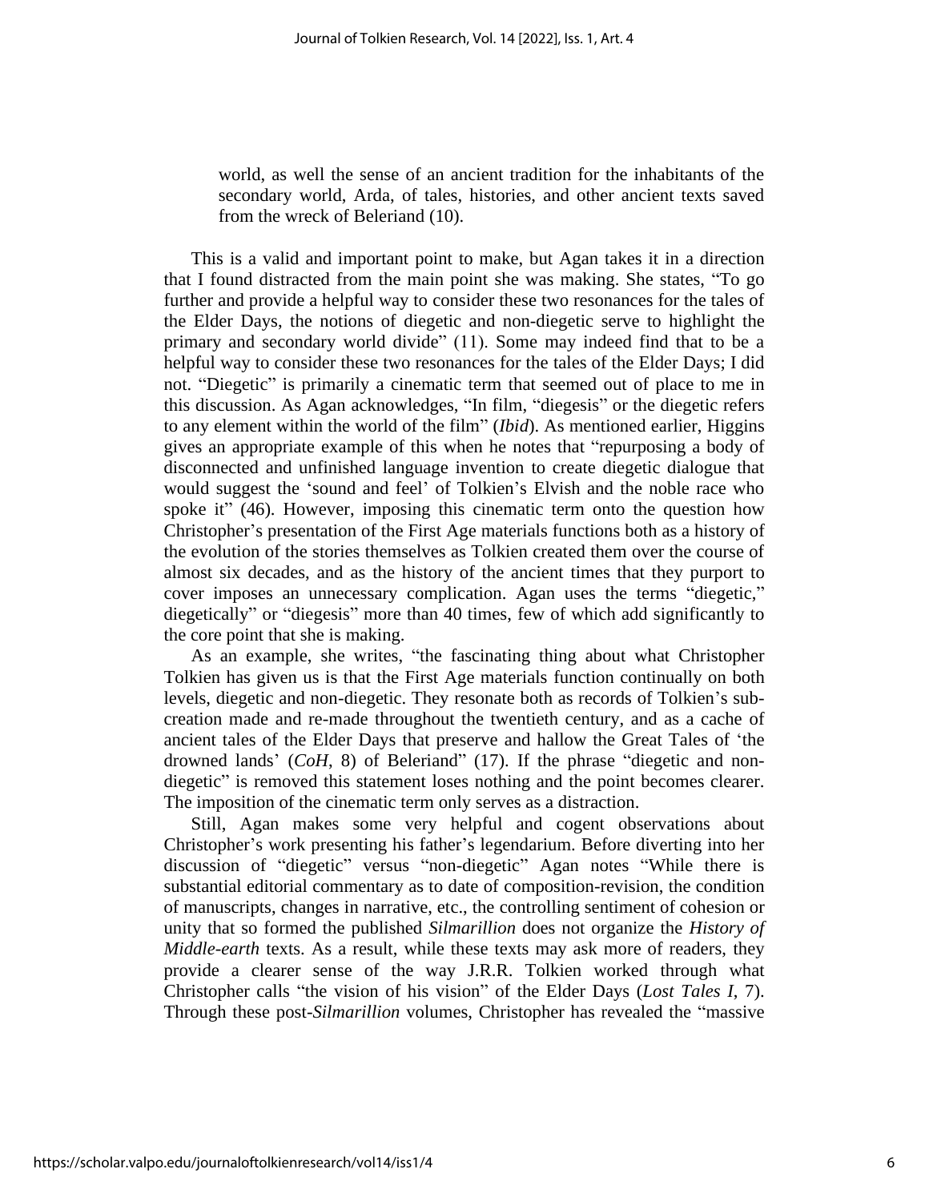> world, as well the sense of an ancient tradition for the inhabitants of the secondary world, Arda, of tales, histories, and other ancient texts saved from the wreck of Beleriand (10).

This is a valid and important point to make, but Agan takes it in a direction that I found distracted from the main point she was making. She states, "To go further and provide a helpful way to consider these two resonances for the tales of the Elder Days, the notions of diegetic and non-diegetic serve to highlight the primary and secondary world divide" (11). Some may indeed find that to be a helpful way to consider these two resonances for the tales of the Elder Days; I did not. "Diegetic" is primarily a cinematic term that seemed out of place to me in this discussion. As Agan acknowledges, "In film, "diegesis" or the diegetic refers to any element within the world of the film" (*Ibid*). As mentioned earlier, Higgins gives an appropriate example of this when he notes that "repurposing a body of disconnected and unfinished language invention to create diegetic dialogue that would suggest the 'sound and feel' of Tolkien's Elvish and the noble race who spoke it" (46). However, imposing this cinematic term onto the question how Christopher's presentation of the First Age materials functions both as a history of the evolution of the stories themselves as Tolkien created them over the course of almost six decades, and as the history of the ancient times that they purport to cover imposes an unnecessary complication. Agan uses the terms "diegetic," diegetically" or "diegesis" more than 40 times, few of which add significantly to the core point that she is making.

As an example, she writes, "the fascinating thing about what Christopher Tolkien has given us is that the First Age materials function continually on both levels, diegetic and non-diegetic. They resonate both as records of Tolkien's sub-creation made and re-made throughout the twentieth century, and as a cache of ancient tales of the Elder Days that preserve and hallow the Great Tales of 'the drowned lands' (*CoH*, 8) of Beleriand" (17). If the phrase "diegetic and non-diegetic" is removed this statement loses nothing and the point becomes clearer. The imposition of the cinematic term only serves as a distraction.

Still, Agan makes some very helpful and cogent observations about Christopher's work presenting his father's legendarium. Before diverting into her discussion of "diegetic" versus "non-diegetic" Agan notes "While there is substantial editorial commentary as to date of composition-revision, the condition of manuscripts, changes in narrative, etc., the controlling sentiment of cohesion or unity that so formed the published *Silmarillion* does not organize the *History of Middle-earth* texts. As a result, while these texts may ask more of readers, they provide a clearer sense of the way J.R.R. Tolkien worked through what Christopher calls "the vision of his vision" of the Elder Days (*Lost Tales I*, 7). Through these post-*Silmarillion* volumes, Christopher has revealed the "massive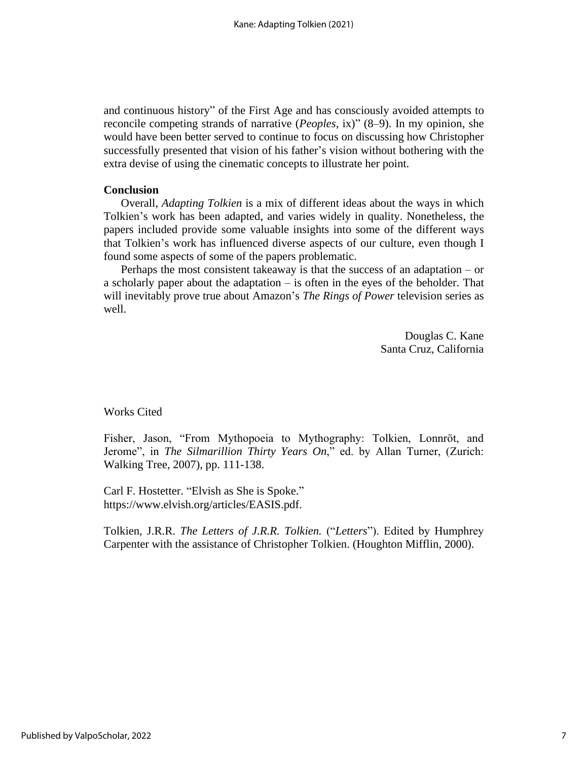and continuous history" of the First Age and has consciously avoided attempts to reconcile competing strands of narrative (*Peoples*, ix)" (8–9). In my opinion, she would have been better served to continue to focus on discussing how Christopher successfully presented that vision of his father's vision without bothering with the extra devise of using the cinematic concepts to illustrate her point.

**Conclusion**

Overall, *Adapting Tolkien* is a mix of different ideas about the ways in which Tolkien's work has been adapted, and varies widely in quality. Nonetheless, the papers included provide some valuable insights into some of the different ways that Tolkien's work has influenced diverse aspects of our culture, even though I found some aspects of some of the papers problematic.

Perhaps the most consistent takeaway is that the success of an adaptation – or a scholarly paper about the adaptation – is often in the eyes of the beholder. That will inevitably prove true about Amazon's *The Rings of Power* television series as well.

Douglas C. Kane
Santa Cruz, California

Works Cited

Fisher, Jason, "From Mythopoeia to Mythography: Tolkien, Lonnröt, and Jerome", in *The Silmarillion Thirty Years On*," ed. by Allan Turner, (Zurich: Walking Tree, 2007), pp. 111-138.

Carl F. Hostetter. "Elvish as She is Spoke." https://www.elvish.org/articles/EASIS.pdf.

Tolkien, J.R.R. *The Letters of J.R.R. Tolkien.* ("*Letters*"). Edited by Humphrey Carpenter with the assistance of Christopher Tolkien. (Houghton Mifflin, 2000).